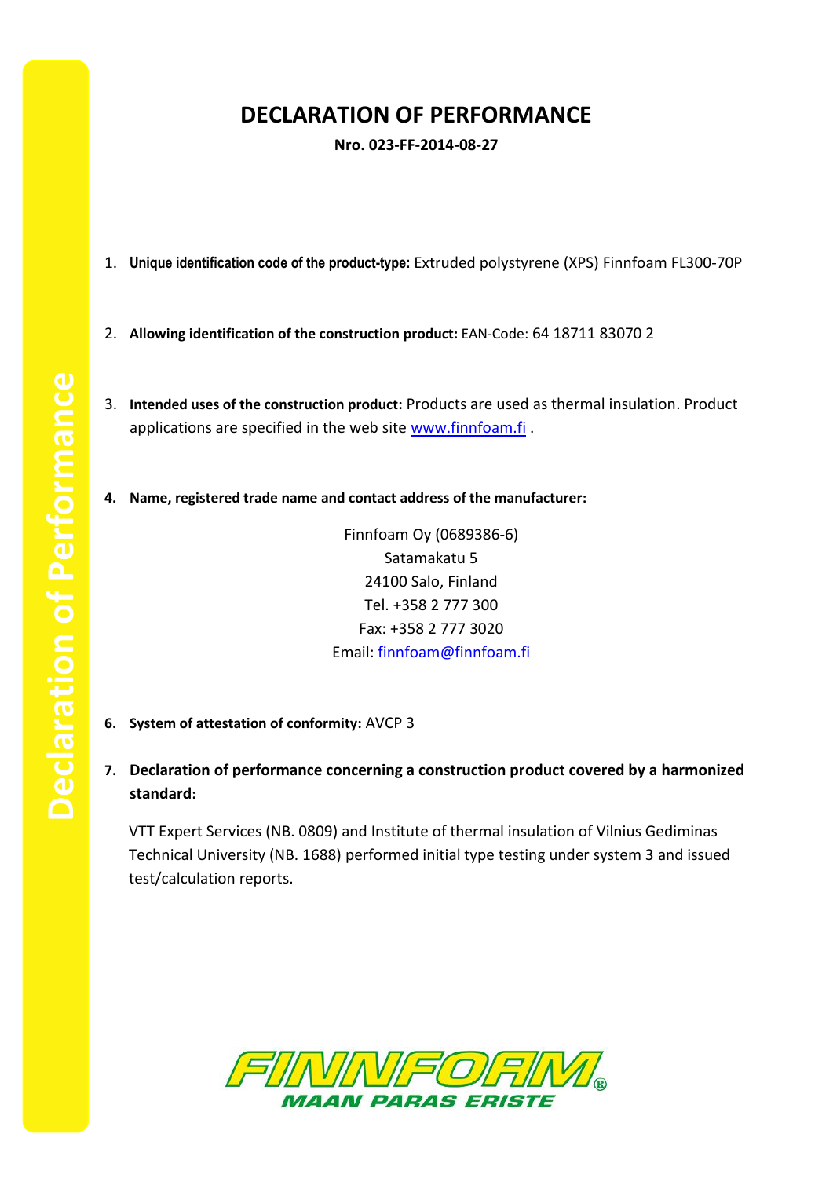# DECLARATION OF PERFORMANCE

**Nro. 023-FF-2014-08-27**

1. **Unique identification code of the product-type:** Extruded polystyrene (XPS) Finnfoam FL300-70P

2. **Allowing identification of the construction product:** EAN-Code: 64 18711 83070 2

3. **Intended uses of the construction product:** Products are used as thermal insulation. Product applications are specified in the web site www.finnfoam.fi .

4. **Name, registered trade name and contact address of the manufacturer:**

   Finnfoam Oy (0689386-6)
   Satamakatu 5
   24100 Salo, Finland
   Tel. +358 2 777 300
   Fax: +358 2 777 3020
   Email: finnfoam@finnfoam.fi

6. **System of attestation of conformity:** AVCP 3

7. **Declaration of performance concerning a construction product covered by a harmonized standard:**

   VTT Expert Services (NB. 0809) and Institute of thermal insulation of Vilnius Gediminas Technical University (NB. 1688) performed initial type testing under system 3 and issued test/calculation reports.

FINNFOAM®
MAAN PARAS ERISTE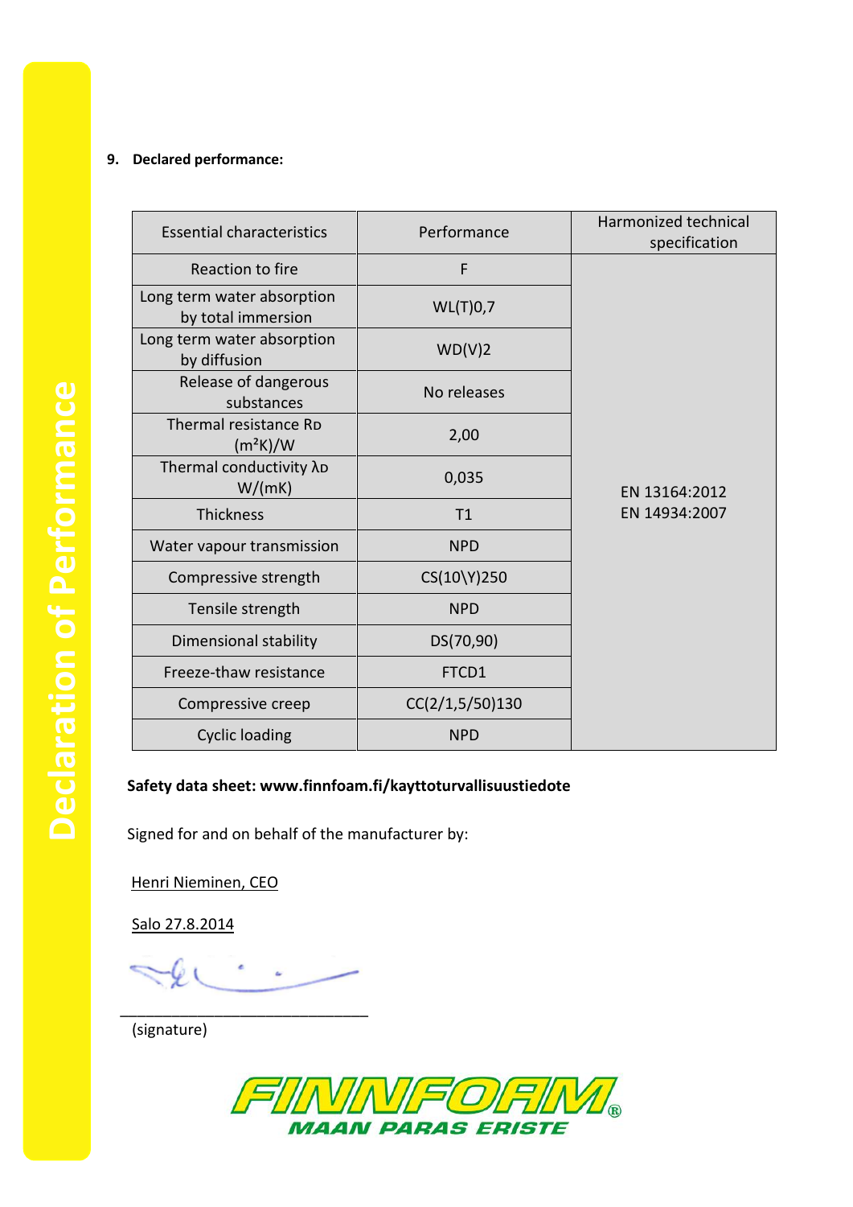9. **Declared performance:**

| Essential characteristics | Performance | Harmonized technical specification |
|---|---|---|
| Reaction to fire | F | EN 13164:2012<br>EN 14934:2007 |
| Long term water absorption by total immersion | WL(T)0,7 | |
| Long term water absorption by diffusion | WD(V)2 | |
| Release of dangerous substances | No releases | |
| Thermal resistance $R_D$ $(m^2K)/W$ | 2,00 | |
| Thermal conductivity $\lambda_D$ $W/(mK)$ | 0,035 | |
| Thickness | T1 | |
| Water vapour transmission | NPD | |
| Compressive strength | CS(10\Y)250 | |
| Tensile strength | NPD | |
| Dimensional stability | DS(70,90) | |
| Freeze-thaw resistance | FTCD1 | |
| Compressive creep | CC(2/1,5/50)130 | |
| Cyclic loading | NPD | |

**Safety data sheet: www.finnfoam.fi/kayttoturvallisuustiedote**

Signed for and on behalf of the manufacturer by:

Henri Nieminen, CEO

Salo 27.8.2014

______________________________

(signature)

FINNFOAM®
MAAN PARAS ERISTE